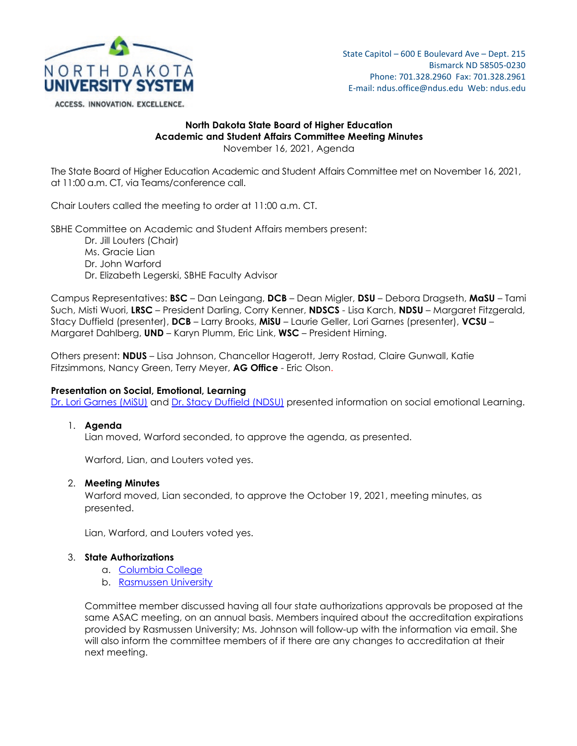NORTH DAKOTA UNIVERSITY SYSTEM

ACCESS. INNOVATION. EXCELLENCE.

State Capitol – 600 E Boulevard Ave – Dept. 215
Bismarck ND 58505-0230
Phone: 701.328.2960 Fax: 701.328.2961
E-mail: ndus.office@ndus.edu Web: ndus.edu

**North Dakota State Board of Higher Education**
**Academic and Student Affairs Committee Meeting Minutes**
November 16, 2021, Agenda

The State Board of Higher Education Academic and Student Affairs Committee met on November 16, 2021, at 11:00 a.m. CT, via Teams/conference call.

Chair Louters called the meeting to order at 11:00 a.m. CT.

SBHE Committee on Academic and Student Affairs members present:

- Dr. Jill Louters (Chair)
- Ms. Gracie Lian
- Dr. John Warford
- Dr. Elizabeth Legerski, SBHE Faculty Advisor

Campus Representatives: **BSC** – Dan Leingang, **DCB** – Dean Migler, **DSU** – Debora Dragseth, **MaSU** – Tami Such, Misti Wuori, **LRSC** – President Darling, Corry Kenner, **NDSCS** - Lisa Karch, **NDSU** – Margaret Fitzgerald, Stacy Duffield (presenter), **DCB** – Larry Brooks, **MiSU** – Laurie Geller, Lori Garnes (presenter), **VCSU** – Margaret Dahlberg, **UND** – Karyn Plumm, Eric Link, **WSC** – President Hirning.

Others present: **NDUS** – Lisa Johnson, Chancellor Hagerott, Jerry Rostad, Claire Gunwall, Katie Fitzsimmons, Nancy Green, Terry Meyer, **AG Office** - Eric Olson.

**Presentation on Social, Emotional, Learning**
Dr. Lori Garnes (MiSU) and Dr. Stacy Duffield (NDSU) presented information on social emotional Learning.

1. **Agenda**
   Lian moved, Warford seconded, to approve the agenda, as presented.

   Warford, Lian, and Louters voted yes.

2. **Meeting Minutes**
   Warford moved, Lian seconded, to approve the October 19, 2021, meeting minutes, as presented.

   Lian, Warford, and Louters voted yes.

3. **State Authorizations**
   a. Columbia College
   b. Rasmussen University

   Committee member discussed having all four state authorizations approvals be proposed at the same ASAC meeting, on an annual basis. Members inquired about the accreditation expirations provided by Rasmussen University; Ms. Johnson will follow-up with the information via email. She will also inform the committee members of if there are any changes to accreditation at their next meeting.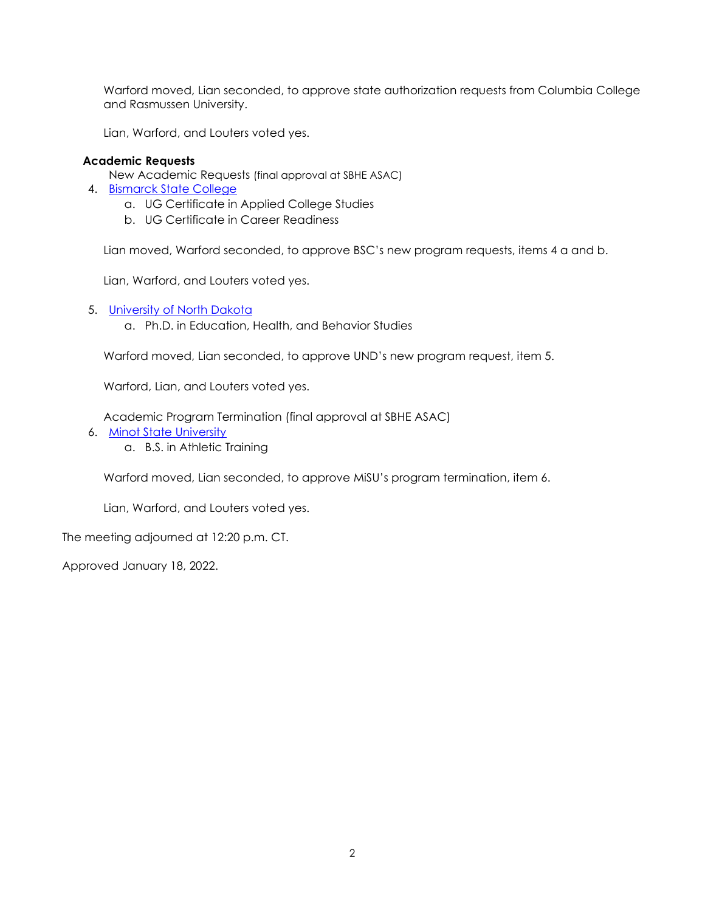Warford moved, Lian seconded, to approve state authorization requests from Columbia College and Rasmussen University.

Lian, Warford, and Louters voted yes.

**Academic Requests**

New Academic Requests (final approval at SBHE ASAC)

4. [Bismarck State College]
   a. UG Certificate in Applied College Studies
   b. UG Certificate in Career Readiness

Lian moved, Warford seconded, to approve BSC's new program requests, items 4 a and b.

Lian, Warford, and Louters voted yes.

5. [University of North Dakota]
   a. Ph.D. in Education, Health, and Behavior Studies

Warford moved, Lian seconded, to approve UND's new program request, item 5.

Warford, Lian, and Louters voted yes.

Academic Program Termination (final approval at SBHE ASAC)

6. [Minot State University]
   a. B.S. in Athletic Training

Warford moved, Lian seconded, to approve MiSU's program termination, item 6.

Lian, Warford, and Louters voted yes.

The meeting adjourned at 12:20 p.m. CT.

Approved January 18, 2022.